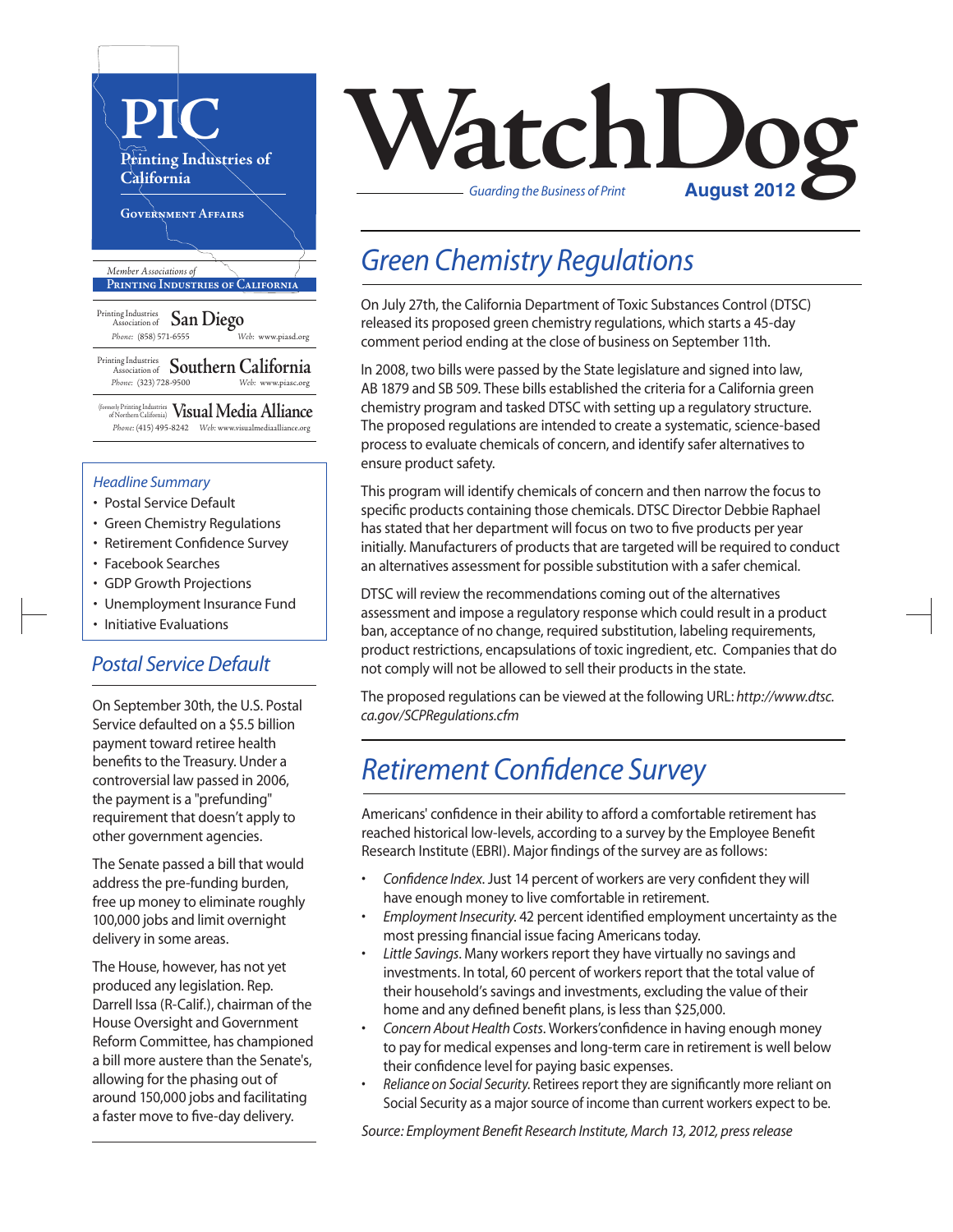# PIC

Printing Industries of California

Government Affairs

*Member Associations of*

**Printing Industries of California**

Printing Industries Association of **San Diego**
*Phone:* (858) 571-6555 *Web:* www.piasd.org

Printing Industries Association of **Southern California**
*Phone:* (323) 728-9500 *Web:* www.piasc.org

(formerly Printing Industries of Northern California) **Visual Media Alliance**
*Phone:* (415) 495-8242 *Web:* www.visualmediaalliance.org

# WatchDog

*Guarding the Business of Print*

**August 2012**

### *Headline Summary*

- Postal Service Default
- Green Chemistry Regulations
- Retirement Confidence Survey
- Facebook Searches
- GDP Growth Projections
- Unemployment Insurance Fund
- Initiative Evaluations

## *Postal Service Default*

On September 30th, the U.S. Postal Service defaulted on a $5.5 billion payment toward retiree health benefits to the Treasury. Under a controversial law passed in 2006, the payment is a "prefunding" requirement that doesn't apply to other government agencies.

The Senate passed a bill that would address the pre-funding burden, free up money to eliminate roughly 100,000 jobs and limit overnight delivery in some areas.

The House, however, has not yet produced any legislation. Rep. Darrell Issa (R-Calif.), chairman of the House Oversight and Government Reform Committee, has championed a bill more austere than the Senate's, allowing for the phasing out of around 150,000 jobs and facilitating a faster move to five-day delivery.

## *Green Chemistry Regulations*

On July 27th, the California Department of Toxic Substances Control (DTSC) released its proposed green chemistry regulations, which starts a 45-day comment period ending at the close of business on September 11th.

In 2008, two bills were passed by the State legislature and signed into law, AB 1879 and SB 509. These bills established the criteria for a California green chemistry program and tasked DTSC with setting up a regulatory structure. The proposed regulations are intended to create a systematic, science-based process to evaluate chemicals of concern, and identify safer alternatives to ensure product safety.

This program will identify chemicals of concern and then narrow the focus to specific products containing those chemicals. DTSC Director Debbie Raphael has stated that her department will focus on two to five products per year initially. Manufacturers of products that are targeted will be required to conduct an alternatives assessment for possible substitution with a safer chemical.

DTSC will review the recommendations coming out of the alternatives assessment and impose a regulatory response which could result in a product ban, acceptance of no change, required substitution, labeling requirements, product restrictions, encapsulations of toxic ingredient, etc. Companies that do not comply will not be allowed to sell their products in the state.

The proposed regulations can be viewed at the following URL: *http://www.dtsc.ca.gov/SCPRegulations.cfm*

## *Retirement Confidence Survey*

Americans' confidence in their ability to afford a comfortable retirement has reached historical low-levels, according to a survey by the Employee Benefit Research Institute (EBRI). Major findings of the survey are as follows:

- *Confidence Index.* Just 14 percent of workers are very confident they will have enough money to live comfortable in retirement.
- *Employment Insecurity.* 42 percent identified employment uncertainty as the most pressing financial issue facing Americans today.
- *Little Savings.* Many workers report they have virtually no savings and investments. In total, 60 percent of workers report that the total value of their household's savings and investments, excluding the value of their home and any defined benefit plans, is less than $25,000.
- *Concern About Health Costs.* Workers'confidence in having enough money to pay for medical expenses and long-term care in retirement is well below their confidence level for paying basic expenses.
- *Reliance on Social Security.* Retirees report they are significantly more reliant on Social Security as a major source of income than current workers expect to be.

*Source: Employment Benefit Research Institute, March 13, 2012, press release*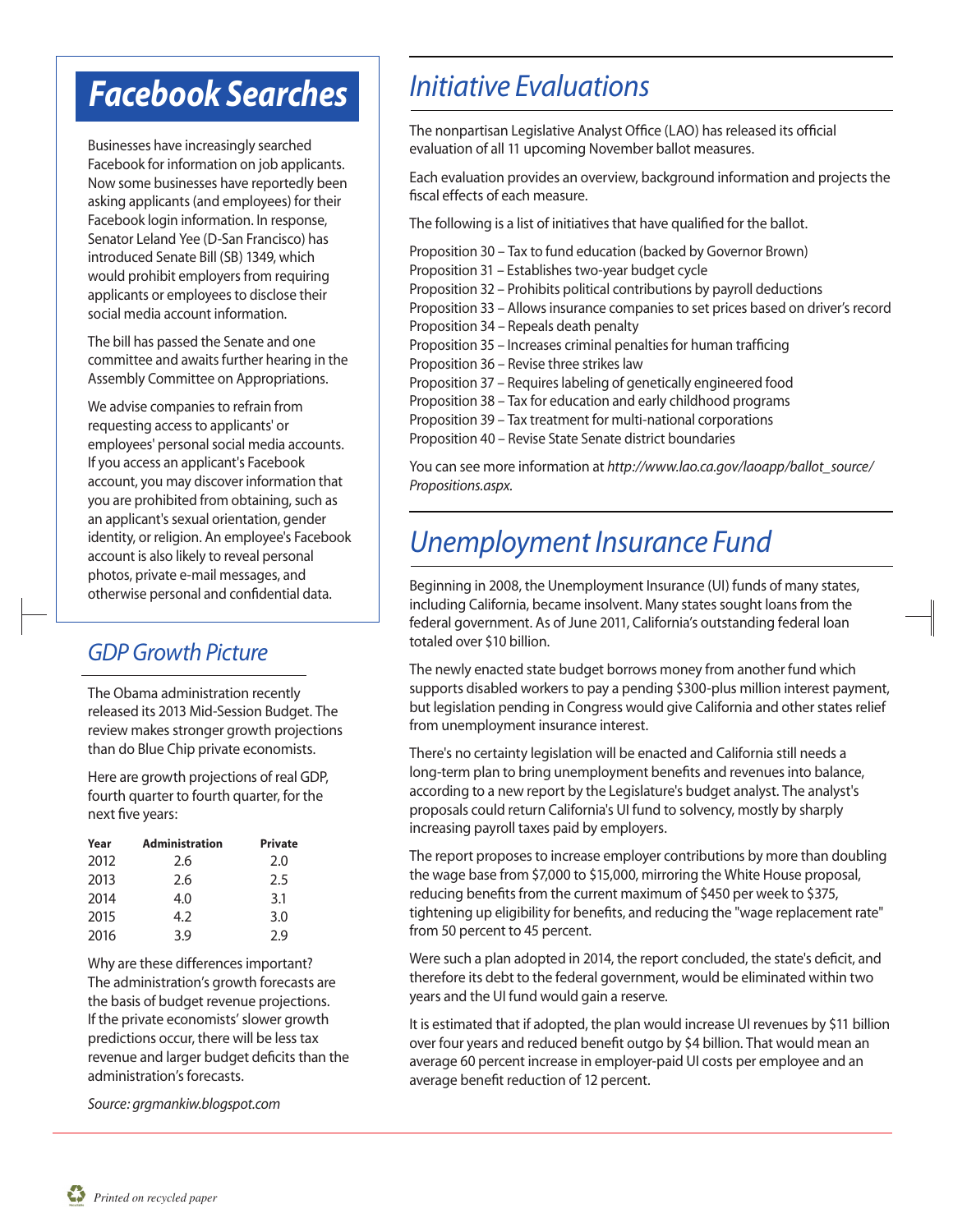## Facebook Searches

Businesses have increasingly searched Facebook for information on job applicants. Now some businesses have reportedly been asking applicants (and employees) for their Facebook login information. In response, Senator Leland Yee (D-San Francisco) has introduced Senate Bill (SB) 1349, which would prohibit employers from requiring applicants or employees to disclose their social media account information.

The bill has passed the Senate and one committee and awaits further hearing in the Assembly Committee on Appropriations.

We advise companies to refrain from requesting access to applicants' or employees' personal social media accounts. If you access an applicant's Facebook account, you may discover information that you are prohibited from obtaining, such as an applicant's sexual orientation, gender identity, or religion. An employee's Facebook account is also likely to reveal personal photos, private e-mail messages, and otherwise personal and confidential data.

## GDP Growth Picture

The Obama administration recently released its 2013 Mid-Session Budget. The review makes stronger growth projections than do Blue Chip private economists.

Here are growth projections of real GDP, fourth quarter to fourth quarter, for the next five years:

| Year | Administration | Private |
|---|---|---|
| 2012 | 2.6 | 2.0 |
| 2013 | 2.6 | 2.5 |
| 2014 | 4.0 | 3.1 |
| 2015 | 4.2 | 3.0 |
| 2016 | 3.9 | 2.9 |

Why are these differences important? The administration's growth forecasts are the basis of budget revenue projections. If the private economists' slower growth predictions occur, there will be less tax revenue and larger budget deficits than the administration's forecasts.

*Source: grgmankiw.blogspot.com*

## Initiative Evaluations

The nonpartisan Legislative Analyst Office (LAO) has released its official evaluation of all 11 upcoming November ballot measures.

Each evaluation provides an overview, background information and projects the fiscal effects of each measure.

The following is a list of initiatives that have qualified for the ballot.

Proposition 30 – Tax to fund education (backed by Governor Brown)
Proposition 31 – Establishes two-year budget cycle
Proposition 32 – Prohibits political contributions by payroll deductions
Proposition 33 – Allows insurance companies to set prices based on driver's record
Proposition 34 – Repeals death penalty
Proposition 35 – Increases criminal penalties for human trafficing
Proposition 36 – Revise three strikes law
Proposition 37 – Requires labeling of genetically engineered food
Proposition 38 – Tax for education and early childhood programs
Proposition 39 – Tax treatment for multi-national corporations
Proposition 40 – Revise State Senate district boundaries

You can see more information at *http://www.lao.ca.gov/laoapp/ballot_source/Propositions.aspx.*

## Unemployment Insurance Fund

Beginning in 2008, the Unemployment Insurance (UI) funds of many states, including California, became insolvent. Many states sought loans from the federal government. As of June 2011, California's outstanding federal loan totaled over $10 billion.

The newly enacted state budget borrows money from another fund which supports disabled workers to pay a pending $300-plus million interest payment, but legislation pending in Congress would give California and other states relief from unemployment insurance interest.

There's no certainty legislation will be enacted and California still needs a long-term plan to bring unemployment benefits and revenues into balance, according to a new report by the Legislature's budget analyst. The analyst's proposals could return California's UI fund to solvency, mostly by sharply increasing payroll taxes paid by employers.

The report proposes to increase employer contributions by more than doubling the wage base from $7,000 to $15,000, mirroring the White House proposal, reducing benefits from the current maximum of $450 per week to $375, tightening up eligibility for benefits, and reducing the "wage replacement rate" from 50 percent to 45 percent.

Were such a plan adopted in 2014, the report concluded, the state's deficit, and therefore its debt to the federal government, would be eliminated within two years and the UI fund would gain a reserve.

It is estimated that if adopted, the plan would increase UI revenues by $11 billion over four years and reduced benefit outgo by $4 billion. That would mean an average 60 percent increase in employer-paid UI costs per employee and an average benefit reduction of 12 percent.

*Printed on recycled paper*